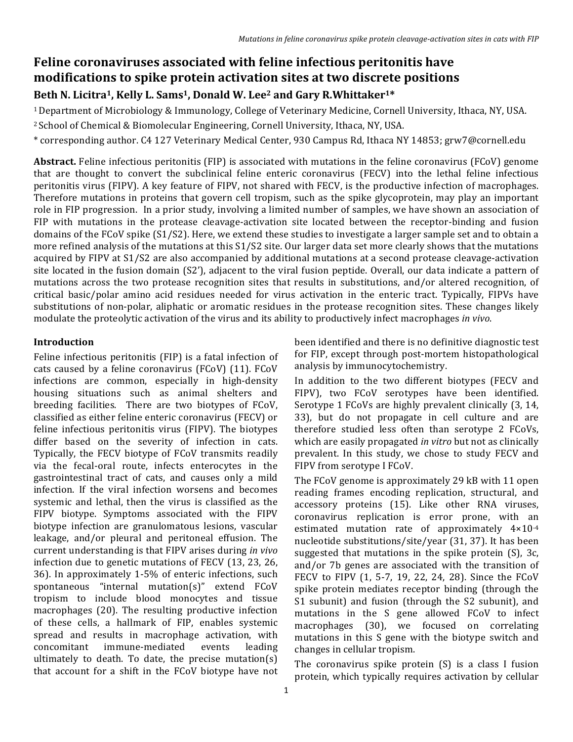# Feline coronaviruses associated with feline infectious peritonitis have modifications to spike protein activation sites at two discrete positions

**Beth N. Licitra[1], Kelly L. Sams[1], Donald W. Lee[2] and Gary R.Whittaker[1]***

[1] Department of Microbiology & Immunology, College of Veterinary Medicine, Cornell University, Ithaca, NY, USA.

[2] School of Chemical & Biomolecular Engineering, Cornell University, Ithaca, NY, USA.

* corresponding author. C4 127 Veterinary Medical Center, 930 Campus Rd, Ithaca NY 14853; grw7@cornell.edu

**Abstract.** Feline infectious peritonitis (FIP) is associated with mutations in the feline coronavirus (FCoV) genome that are thought to convert the subclinical feline enteric coronavirus (FECV) into the lethal feline infectious peritonitis virus (FIPV). A key feature of FIPV, not shared with FECV, is the productive infection of macrophages. Therefore mutations in proteins that govern cell tropism, such as the spike glycoprotein, may play an important role in FIP progression. In a prior study, involving a limited number of samples, we have shown an association of FIP with mutations in the protease cleavage-activation site located between the receptor-binding and fusion domains of the FCoV spike (S1/S2). Here, we extend these studies to investigate a larger sample set and to obtain a more refined analysis of the mutations at this S1/S2 site. Our larger data set more clearly shows that the mutations acquired by FIPV at S1/S2 are also accompanied by additional mutations at a second protease cleavage-activation site located in the fusion domain (S2'), adjacent to the viral fusion peptide. Overall, our data indicate a pattern of mutations across the two protease recognition sites that results in substitutions, and/or altered recognition, of critical basic/polar amino acid residues needed for virus activation in the enteric tract. Typically, FIPVs have substitutions of non-polar, aliphatic or aromatic residues in the protease recognition sites. These changes likely modulate the proteolytic activation of the virus and its ability to productively infect macrophages *in vivo*.

## Introduction

Feline infectious peritonitis (FIP) is a fatal infection of cats caused by a feline coronavirus (FCoV) (11). FCoV infections are common, especially in high-density housing situations such as animal shelters and breeding facilities. There are two biotypes of FCoV, classified as either feline enteric coronavirus (FECV) or feline infectious peritonitis virus (FIPV). The biotypes differ based on the severity of infection in cats. Typically, the FECV biotype of FCoV transmits readily via the fecal-oral route, infects enterocytes in the gastrointestinal tract of cats, and causes only a mild infection. If the viral infection worsens and becomes systemic and lethal, then the virus is classified as the FIPV biotype. Symptoms associated with the FIPV biotype infection are granulomatous lesions, vascular leakage, and/or pleural and peritoneal effusion. The current understanding is that FIPV arises during *in vivo* infection due to genetic mutations of FECV (13, 23, 26, 36). In approximately 1-5% of enteric infections, such spontaneous "internal mutation(s)" extend FCoV tropism to include blood monocytes and tissue macrophages (20). The resulting productive infection of these cells, a hallmark of FIP, enables systemic spread and results in macrophage activation, with concomitant immune-mediated events leading ultimately to death. To date, the precise mutation(s) that account for a shift in the FCoV biotype have not been identified and there is no definitive diagnostic test for FIP, except through post-mortem histopathological analysis by immunocytochemistry.

In addition to the two different biotypes (FECV and FIPV), two FCoV serotypes have been identified. Serotype 1 FCoVs are highly prevalent clinically (3, 14, 33), but do not propagate in cell culture and are therefore studied less often than serotype 2 FCoVs, which are easily propagated *in vitro* but not as clinically prevalent. In this study, we chose to study FECV and FIPV from serotype I FCoV.

The FCoV genome is approximately 29 kB with 11 open reading frames encoding replication, structural, and accessory proteins (15). Like other RNA viruses, coronavirus replication is error prone, with an estimated mutation rate of approximately $4\times10^{-4}$ nucleotide substitutions/site/year (31, 37). It has been suggested that mutations in the spike protein (S), 3c, and/or 7b genes are associated with the transition of FECV to FIPV (1, 5-7, 19, 22, 24, 28). Since the FCoV spike protein mediates receptor binding (through the S1 subunit) and fusion (through the S2 subunit), and mutations in the S gene allowed FCoV to infect macrophages (30), we focused on correlating mutations in this S gene with the biotype switch and changes in cellular tropism.

The coronavirus spike protein (S) is a class I fusion protein, which typically requires activation by cellular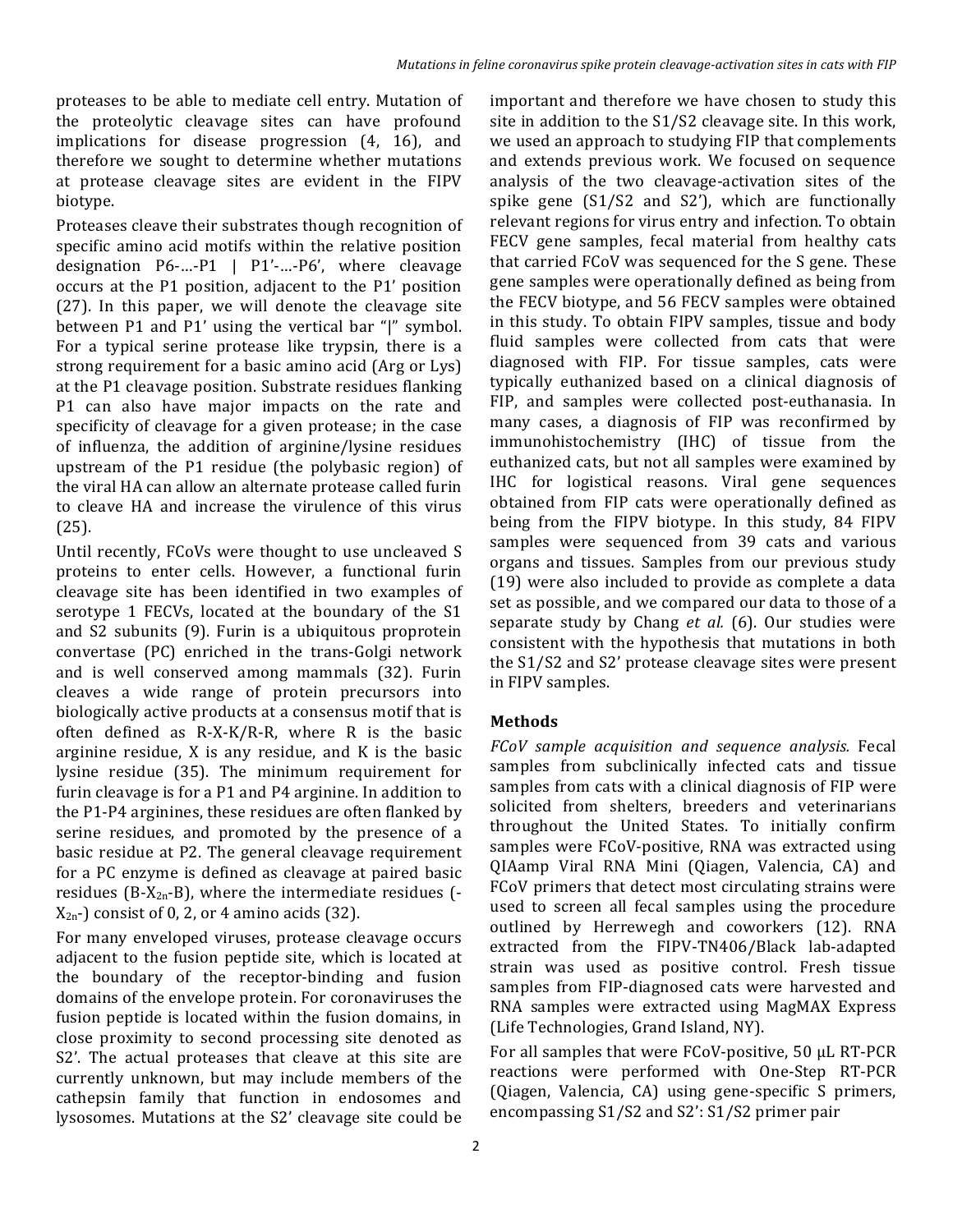proteases to be able to mediate cell entry. Mutation of the proteolytic cleavage sites can have profound implications for disease progression (4, 16), and therefore we sought to determine whether mutations at protease cleavage sites are evident in the FIPV biotype.

Proteases cleave their substrates though recognition of specific amino acid motifs within the relative position designation P6-…-P1 | P1'-…-P6', where cleavage occurs at the P1 position, adjacent to the P1' position (27). In this paper, we will denote the cleavage site between P1 and P1' using the vertical bar "|" symbol. For a typical serine protease like trypsin, there is a strong requirement for a basic amino acid (Arg or Lys) at the P1 cleavage position. Substrate residues flanking P1 can also have major impacts on the rate and specificity of cleavage for a given protease; in the case of influenza, the addition of arginine/lysine residues upstream of the P1 residue (the polybasic region) of the viral HA can allow an alternate protease called furin to cleave HA and increase the virulence of this virus (25).

Until recently, FCoVs were thought to use uncleaved S proteins to enter cells. However, a functional furin cleavage site has been identified in two examples of serotype 1 FECVs, located at the boundary of the S1 and S2 subunits (9). Furin is a ubiquitous proprotein convertase (PC) enriched in the trans-Golgi network and is well conserved among mammals (32). Furin cleaves a wide range of protein precursors into biologically active products at a consensus motif that is often defined as R-X-K/R-R, where R is the basic arginine residue, X is any residue, and K is the basic lysine residue (35). The minimum requirement for furin cleavage is for a P1 and P4 arginine. In addition to the P1-P4 arginines, these residues are often flanked by serine residues, and promoted by the presence of a basic residue at P2. The general cleavage requirement for a PC enzyme is defined as cleavage at paired basic residues (B-$X_{2n}$-B), where the intermediate residues (-$X_{2n}$-) consist of 0, 2, or 4 amino acids (32).

For many enveloped viruses, protease cleavage occurs adjacent to the fusion peptide site, which is located at the boundary of the receptor-binding and fusion domains of the envelope protein. For coronaviruses the fusion peptide is located within the fusion domains, in close proximity to second processing site denoted as S2'. The actual proteases that cleave at this site are currently unknown, but may include members of the cathepsin family that function in endosomes and lysosomes. Mutations at the S2' cleavage site could be important and therefore we have chosen to study this site in addition to the S1/S2 cleavage site. In this work, we used an approach to studying FIP that complements and extends previous work. We focused on sequence analysis of the two cleavage-activation sites of the spike gene (S1/S2 and S2'), which are functionally relevant regions for virus entry and infection. To obtain FECV gene samples, fecal material from healthy cats that carried FCoV was sequenced for the S gene. These gene samples were operationally defined as being from the FECV biotype, and 56 FECV samples were obtained in this study. To obtain FIPV samples, tissue and body fluid samples were collected from cats that were diagnosed with FIP. For tissue samples, cats were typically euthanized based on a clinical diagnosis of FIP, and samples were collected post-euthanasia. In many cases, a diagnosis of FIP was reconfirmed by immunohistochemistry (IHC) of tissue from the euthanized cats, but not all samples were examined by IHC for logistical reasons. Viral gene sequences obtained from FIP cats were operationally defined as being from the FIPV biotype. In this study, 84 FIPV samples were sequenced from 39 cats and various organs and tissues. Samples from our previous study (19) were also included to provide as complete a data set as possible, and we compared our data to those of a separate study by Chang *et al.* (6). Our studies were consistent with the hypothesis that mutations in both the S1/S2 and S2' protease cleavage sites were present in FIPV samples.

## Methods

*FCoV sample acquisition and sequence analysis.* Fecal samples from subclinically infected cats and tissue samples from cats with a clinical diagnosis of FIP were solicited from shelters, breeders and veterinarians throughout the United States. To initially confirm samples were FCoV-positive, RNA was extracted using QIAamp Viral RNA Mini (Qiagen, Valencia, CA) and FCoV primers that detect most circulating strains were used to screen all fecal samples using the procedure outlined by Herrewegh and coworkers (12). RNA extracted from the FIPV-TN406/Black lab-adapted strain was used as positive control. Fresh tissue samples from FIP-diagnosed cats were harvested and RNA samples were extracted using MagMAX Express (Life Technologies, Grand Island, NY).

For all samples that were FCoV-positive, 50 µL RT-PCR reactions were performed with One-Step RT-PCR (Qiagen, Valencia, CA) using gene-specific S primers, encompassing S1/S2 and S2': S1/S2 primer pair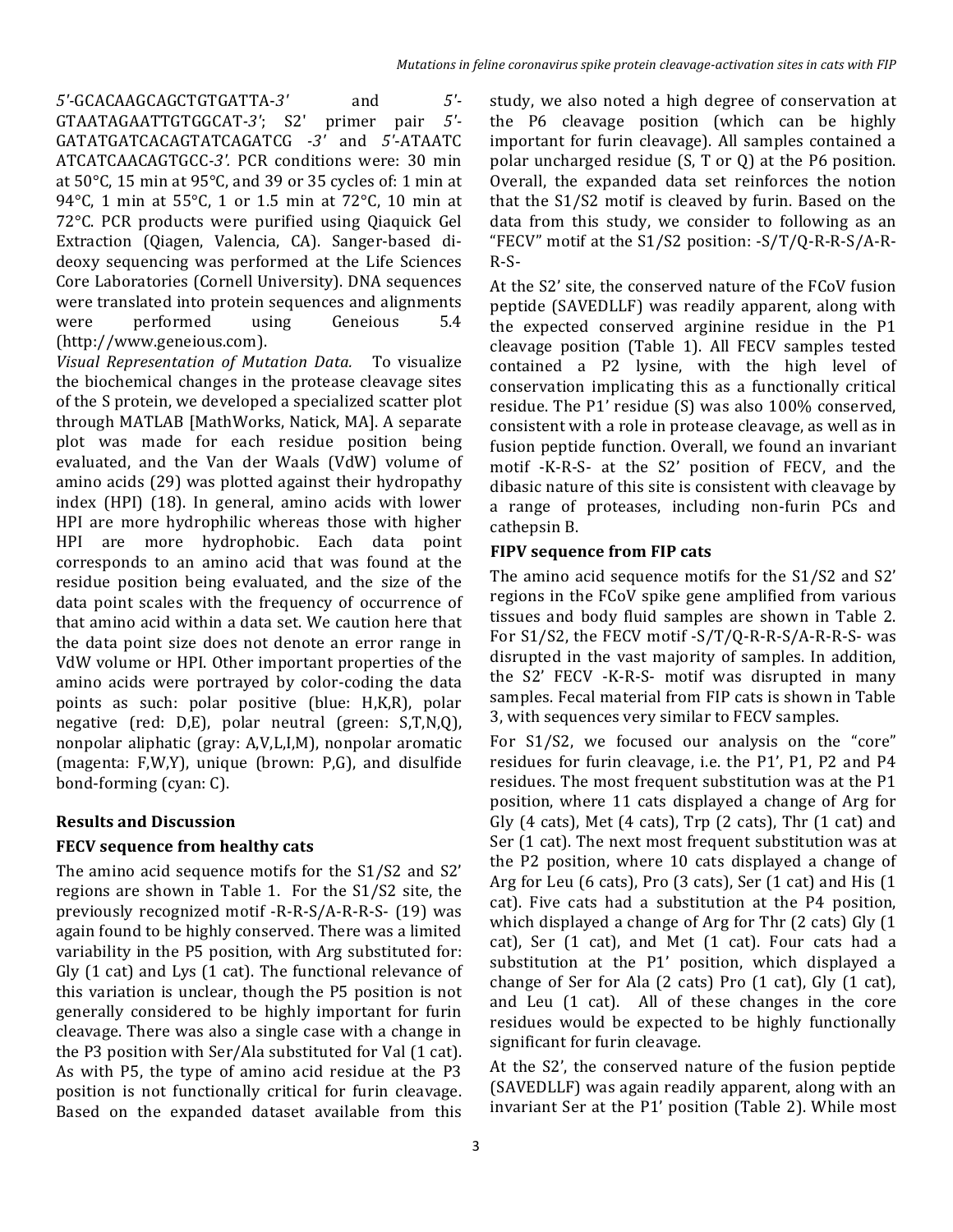*5'*-GCACAAGCAGCTGTGATTA-*3'* and *5'*-GTAATAGAATTGTGGCAT-*3'*; S2' primer pair *5'*-GATATGATCACAGTATCAGATCG -*3'* and *5'*-ATAATC ATCATCAACAGTGCC-*3'*. PCR conditions were: 30 min at 50°C, 15 min at 95°C, and 39 or 35 cycles of: 1 min at 94°C, 1 min at 55°C, 1 or 1.5 min at 72°C, 10 min at 72°C. PCR products were purified using Qiaquick Gel Extraction (Qiagen, Valencia, CA). Sanger-based di-deoxy sequencing was performed at the Life Sciences Core Laboratories (Cornell University). DNA sequences were translated into protein sequences and alignments were performed using Geneious 5.4 (http://www.geneious.com).

*Visual Representation of Mutation Data.* To visualize the biochemical changes in the protease cleavage sites of the S protein, we developed a specialized scatter plot through MATLAB [MathWorks, Natick, MA]. A separate plot was made for each residue position being evaluated, and the Van der Waals (VdW) volume of amino acids (29) was plotted against their hydropathy index (HPI) (18). In general, amino acids with lower HPI are more hydrophilic whereas those with higher HPI are more hydrophobic. Each data point corresponds to an amino acid that was found at the residue position being evaluated, and the size of the data point scales with the frequency of occurrence of that amino acid within a data set. We caution here that the data point size does not denote an error range in VdW volume or HPI. Other important properties of the amino acids were portrayed by color-coding the data points as such: polar positive (blue: H,K,R), polar negative (red: D,E), polar neutral (green: S,T,N,Q), nonpolar aliphatic (gray: A,V,L,I,M), nonpolar aromatic (magenta: F,W,Y), unique (brown: P,G), and disulfide bond-forming (cyan: C).

## Results and Discussion

### FECV sequence from healthy cats

The amino acid sequence motifs for the S1/S2 and S2' regions are shown in Table 1. For the S1/S2 site, the previously recognized motif -R-R-S/A-R-R-S- (19) was again found to be highly conserved. There was a limited variability in the P5 position, with Arg substituted for: Gly (1 cat) and Lys (1 cat). The functional relevance of this variation is unclear, though the P5 position is not generally considered to be highly important for furin cleavage. There was also a single case with a change in the P3 position with Ser/Ala substituted for Val (1 cat). As with P5, the type of amino acid residue at the P3 position is not functionally critical for furin cleavage. Based on the expanded dataset available from this study, we also noted a high degree of conservation at the P6 cleavage position (which can be highly important for furin cleavage). All samples contained a polar uncharged residue (S, T or Q) at the P6 position. Overall, the expanded data set reinforces the notion that the S1/S2 motif is cleaved by furin. Based on the data from this study, we consider to following as an "FECV" motif at the S1/S2 position: -S/T/Q-R-R-S/A-R-R-S-

At the S2' site, the conserved nature of the FCoV fusion peptide (SAVEDLLF) was readily apparent, along with the expected conserved arginine residue in the P1 cleavage position (Table 1). All FECV samples tested contained a P2 lysine, with the high level of conservation implicating this as a functionally critical residue. The P1' residue (S) was also 100% conserved, consistent with a role in protease cleavage, as well as in fusion peptide function. Overall, we found an invariant motif -K-R-S- at the S2' position of FECV, and the dibasic nature of this site is consistent with cleavage by a range of proteases, including non-furin PCs and cathepsin B.

### FIPV sequence from FIP cats

The amino acid sequence motifs for the S1/S2 and S2' regions in the FCoV spike gene amplified from various tissues and body fluid samples are shown in Table 2. For S1/S2, the FECV motif -S/T/Q-R-R-S/A-R-R-S- was disrupted in the vast majority of samples. In addition, the S2' FECV -K-R-S- motif was disrupted in many samples. Fecal material from FIP cats is shown in Table 3, with sequences very similar to FECV samples.

For S1/S2, we focused our analysis on the "core" residues for furin cleavage, i.e. the P1', P1, P2 and P4 residues. The most frequent substitution was at the P1 position, where 11 cats displayed a change of Arg for Gly (4 cats), Met (4 cats), Trp (2 cats), Thr (1 cat) and Ser (1 cat). The next most frequent substitution was at the P2 position, where 10 cats displayed a change of Arg for Leu (6 cats), Pro (3 cats), Ser (1 cat) and His (1 cat). Five cats had a substitution at the P4 position, which displayed a change of Arg for Thr (2 cats) Gly (1 cat), Ser (1 cat), and Met (1 cat). Four cats had a substitution at the P1' position, which displayed a change of Ser for Ala (2 cats) Pro (1 cat), Gly (1 cat), and Leu (1 cat). All of these changes in the core residues would be expected to be highly functionally significant for furin cleavage.

At the S2', the conserved nature of the fusion peptide (SAVEDLLF) was again readily apparent, along with an invariant Ser at the P1' position (Table 2). While most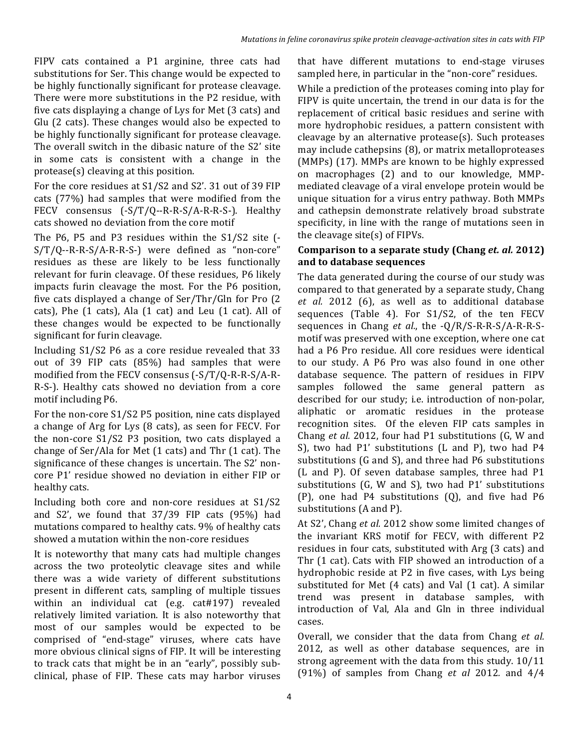FIPV cats contained a P1 arginine, three cats had substitutions for Ser. This change would be expected to be highly functionally significant for protease cleavage. There were more substitutions in the P2 residue, with five cats displaying a change of Lys for Met (3 cats) and Glu (2 cats). These changes would also be expected to be highly functionally significant for protease cleavage. The overall switch in the dibasic nature of the S2' site in some cats is consistent with a change in the protease(s) cleaving at this position.

For the core residues at S1/S2 and S2'. 31 out of 39 FIP cats (77%) had samples that were modified from the FECV consensus (-S/T/Q--R-R-S/A-R-R-S-). Healthy cats showed no deviation from the core motif

The P6, P5 and P3 residues within the S1/S2 site (-S/T/Q--R-R-S/A-R-R-S-) were defined as "non-core" residues as these are likely to be less functionally relevant for furin cleavage. Of these residues, P6 likely impacts furin cleavage the most. For the P6 position, five cats displayed a change of Ser/Thr/Gln for Pro (2 cats), Phe (1 cats), Ala (1 cat) and Leu (1 cat). All of these changes would be expected to be functionally significant for furin cleavage.

Including S1/S2 P6 as a core residue revealed that 33 out of 39 FIP cats (85%) had samples that were modified from the FECV consensus (-S/T/Q--R-R-S/A-R-R-S-). Healthy cats showed no deviation from a core motif including P6.

For the non-core S1/S2 P5 position, nine cats displayed a change of Arg for Lys (8 cats), as seen for FECV. For the non-core S1/S2 P3 position, two cats displayed a change of Ser/Ala for Met (1 cat) and Thr (1 cat). The significance of these changes is uncertain. The S2' non-core P1' residue showed no deviation in either FIP or healthy cats.

Including both core and non-core residues at S1/S2 and S2', we found that 37/39 FIP cats (95%) had mutations compared to healthy cats. 9% of healthy cats showed a mutation within the non-core residues

It is noteworthy that many cats had multiple changes across the two proteolytic cleavage sites and while there was a wide variety of different substitutions present in different cats, sampling of multiple tissues within an individual cat (e.g. cat#197) revealed relatively limited variation. It is also noteworthy that most of our samples would be expected to be comprised of "end-stage" viruses, where cats have more obvious clinical signs of FIP. It will be interesting to track cats that might be in an "early", possibly sub-clinical, phase of FIP. These cats may harbor viruses that have different mutations to end-stage viruses sampled here, in particular in the "non-core" residues.

While a prediction of the proteases coming into play for FIPV is quite uncertain, the trend in our data is for the replacement of critical basic residues and serine with more hydrophobic residues, a pattern consistent with cleavage by an alternative protease(s). Such proteases may include cathepsins (8), or matrix metalloproteases (MMPs) (17). MMPs are known to be highly expressed on macrophages (2) and to our knowledge, MMP-mediated cleavage of a viral envelope protein would be unique situation for a virus entry pathway. Both MMPs and cathepsin demonstrate relatively broad substrate specificity, in line with the range of mutations seen in the cleavage site(s) of FIPVs.

**Comparison to a separate study (Chang *et. al.* 2012) and to database sequences**

The data generated during the course of our study was compared to that generated by a separate study, Chang *et al.* 2012 (6), as well as to additional database sequences (Table 4). For S1/S2, of the ten FECV sequences in Chang *et al.*, the -Q/R/S-R-R-S/A-R-R-S-motif was preserved with one exception, where one cat had a P6 Pro residue. All core residues were identical to our study. A P6 Pro was also found in one other database sequence. The pattern of residues in FIPV samples followed the same general pattern as described for our study; i.e. introduction of non-polar, aliphatic or aromatic residues in the protease recognition sites. Of the eleven FIP cats samples in Chang *et al.* 2012, four had P1 substitutions (G, W and S), two had P1' substitutions (L and P), two had P4 substitutions (G and S), and three had P6 substitutions (L and P). Of seven database samples, three had P1 substitutions (G, W and S), two had P1' substitutions (P), one had P4 substitutions (Q), and five had P6 substitutions (A and P).

At S2', Chang *et al.* 2012 show some limited changes of the invariant KRS motif for FECV, with different P2 residues in four cats, substituted with Arg (3 cats) and Thr (1 cat). Cats with FIP showed an introduction of a hydrophobic reside at P2 in five cases, with Lys being substituted for Met (4 cats) and Val (1 cat). A similar trend was present in database samples, with introduction of Val, Ala and Gln in three individual cases.

Overall, we consider that the data from Chang *et al.* 2012, as well as other database sequences, are in strong agreement with the data from this study. 10/11 (91%) of samples from Chang *et al* 2012. and 4/4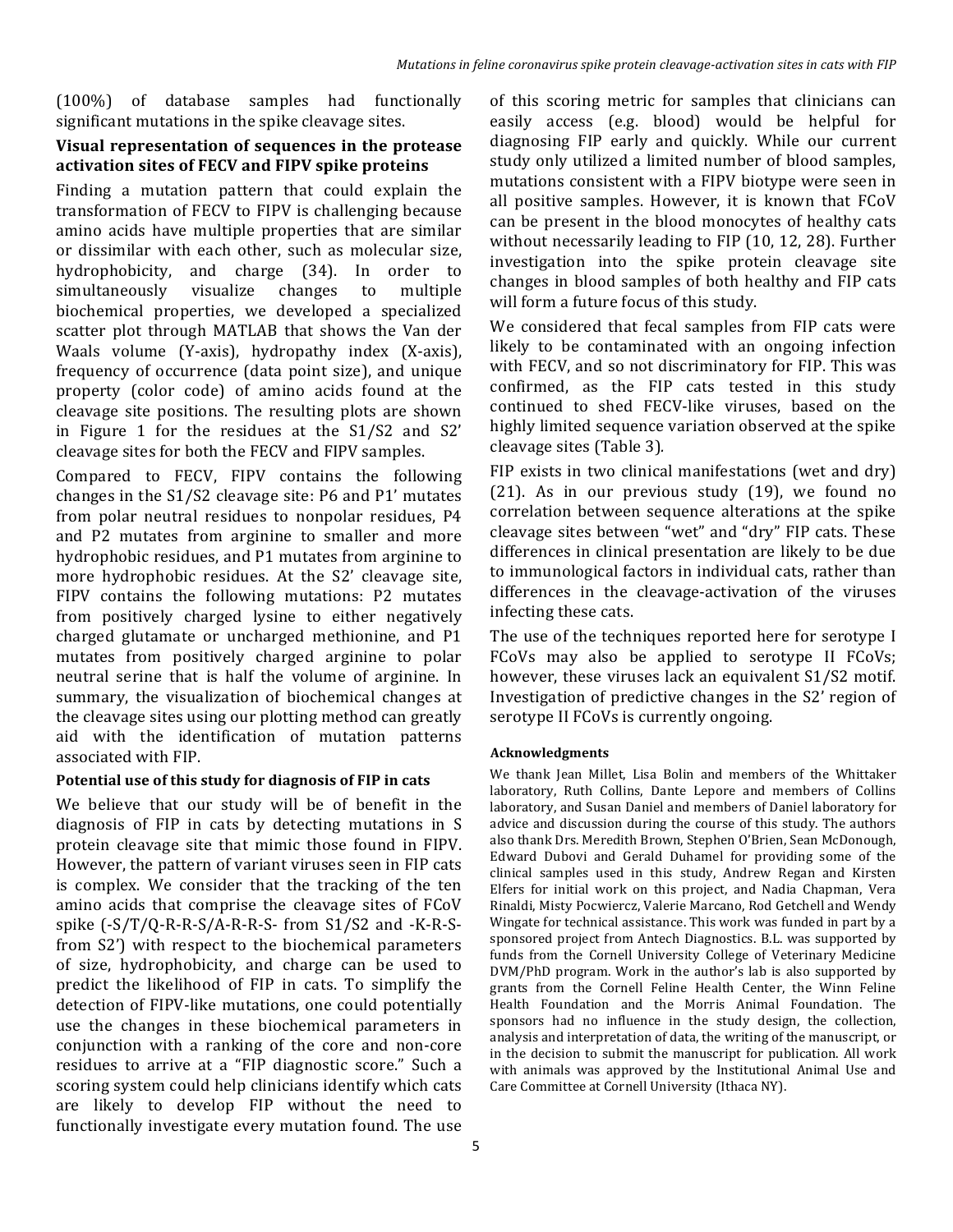(100%) of database samples had functionally significant mutations in the spike cleavage sites.

### Visual representation of sequences in the protease activation sites of FECV and FIPV spike proteins

Finding a mutation pattern that could explain the transformation of FECV to FIPV is challenging because amino acids have multiple properties that are similar or dissimilar with each other, such as molecular size, hydrophobicity, and charge (34). In order to simultaneously visualize changes to multiple biochemical properties, we developed a specialized scatter plot through MATLAB that shows the Van der Waals volume (Y-axis), hydropathy index (X-axis), frequency of occurrence (data point size), and unique property (color code) of amino acids found at the cleavage site positions. The resulting plots are shown in Figure 1 for the residues at the S1/S2 and S2' cleavage sites for both the FECV and FIPV samples.

Compared to FECV, FIPV contains the following changes in the S1/S2 cleavage site: P6 and P1' mutates from polar neutral residues to nonpolar residues, P4 and P2 mutates from arginine to smaller and more hydrophobic residues, and P1 mutates from arginine to more hydrophobic residues. At the S2' cleavage site, FIPV contains the following mutations: P2 mutates from positively charged lysine to either negatively charged glutamate or uncharged methionine, and P1 mutates from positively charged arginine to polar neutral serine that is half the volume of arginine. In summary, the visualization of biochemical changes at the cleavage sites using our plotting method can greatly aid with the identification of mutation patterns associated with FIP.

### Potential use of this study for diagnosis of FIP in cats

We believe that our study will be of benefit in the diagnosis of FIP in cats by detecting mutations in S protein cleavage site that mimic those found in FIPV. However, the pattern of variant viruses seen in FIP cats is complex. We consider that the tracking of the ten amino acids that comprise the cleavage sites of FCoV spike (-S/T/Q-R-R-S/A-R-R-S- from S1/S2 and -K-R-S- from S2') with respect to the biochemical parameters of size, hydrophobicity, and charge can be used to predict the likelihood of FIP in cats. To simplify the detection of FIPV-like mutations, one could potentially use the changes in these biochemical parameters in conjunction with a ranking of the core and non-core residues to arrive at a "FIP diagnostic score." Such a scoring system could help clinicians identify which cats are likely to develop FIP without the need to functionally investigate every mutation found. The use of this scoring metric for samples that clinicians can easily access (e.g. blood) would be helpful for diagnosing FIP early and quickly. While our current study only utilized a limited number of blood samples, mutations consistent with a FIPV biotype were seen in all positive samples. However, it is known that FCoV can be present in the blood monocytes of healthy cats without necessarily leading to FIP (10, 12, 28). Further investigation into the spike protein cleavage site changes in blood samples of both healthy and FIP cats will form a future focus of this study.

We considered that fecal samples from FIP cats were likely to be contaminated with an ongoing infection with FECV, and so not discriminatory for FIP. This was confirmed, as the FIP cats tested in this study continued to shed FECV-like viruses, based on the highly limited sequence variation observed at the spike cleavage sites (Table 3).

FIP exists in two clinical manifestations (wet and dry) (21). As in our previous study (19), we found no correlation between sequence alterations at the spike cleavage sites between "wet" and "dry" FIP cats. These differences in clinical presentation are likely to be due to immunological factors in individual cats, rather than differences in the cleavage-activation of the viruses infecting these cats.

The use of the techniques reported here for serotype I FCoVs may also be applied to serotype II FCoVs; however, these viruses lack an equivalent S1/S2 motif. Investigation of predictive changes in the S2' region of serotype II FCoVs is currently ongoing.

#### Acknowledgments

We thank Jean Millet, Lisa Bolin and members of the Whittaker laboratory, Ruth Collins, Dante Lepore and members of Collins laboratory, and Susan Daniel and members of Daniel laboratory for advice and discussion during the course of this study. The authors also thank Drs. Meredith Brown, Stephen O'Brien, Sean McDonough, Edward Dubovi and Gerald Duhamel for providing some of the clinical samples used in this study, Andrew Regan and Kirsten Elfers for initial work on this project, and Nadia Chapman, Vera Rinaldi, Misty Pocwiercz, Valerie Marcano, Rod Getchell and Wendy Wingate for technical assistance. This work was funded in part by a sponsored project from Antech Diagnostics. B.L. was supported by funds from the Cornell University College of Veterinary Medicine DVM/PhD program. Work in the author's lab is also supported by grants from the Cornell Feline Health Center, the Winn Feline Health Foundation and the Morris Animal Foundation. The sponsors had no influence in the study design, the collection, analysis and interpretation of data, the writing of the manuscript, or in the decision to submit the manuscript for publication. All work with animals was approved by the Institutional Animal Use and Care Committee at Cornell University (Ithaca NY).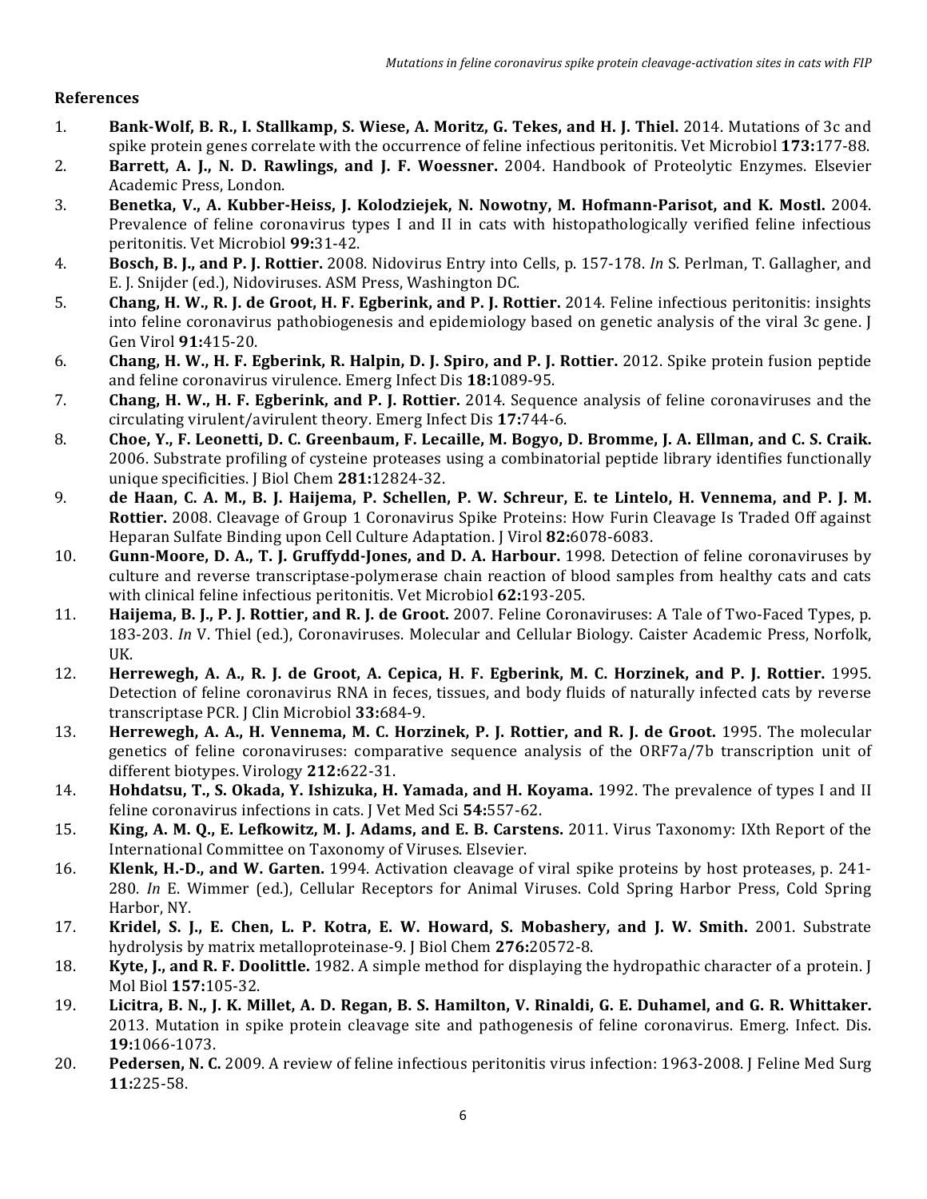## References

1. **Bank-Wolf, B. R., I. Stallkamp, S. Wiese, A. Moritz, G. Tekes, and H. J. Thiel.** 2014. Mutations of 3c and spike protein genes correlate with the occurrence of feline infectious peritonitis. Vet Microbiol **173:**177-88.
2. **Barrett, A. J., N. D. Rawlings, and J. F. Woessner.** 2004. Handbook of Proteolytic Enzymes. Elsevier Academic Press, London.
3. **Benetka, V., A. Kubber-Heiss, J. Kolodziejek, N. Nowotny, M. Hofmann-Parisot, and K. Mostl.** 2004. Prevalence of feline coronavirus types I and II in cats with histopathologically verified feline infectious peritonitis. Vet Microbiol **99:**31-42.
4. **Bosch, B. J., and P. J. Rottier.** 2008. Nidovirus Entry into Cells, p. 157-178. *In* S. Perlman, T. Gallagher, and E. J. Snijder (ed.), Nidoviruses. ASM Press, Washington DC.
5. **Chang, H. W., R. J. de Groot, H. F. Egberink, and P. J. Rottier.** 2014. Feline infectious peritonitis: insights into feline coronavirus pathobiogenesis and epidemiology based on genetic analysis of the viral 3c gene. J Gen Virol **91:**415-20.
6. **Chang, H. W., H. F. Egberink, R. Halpin, D. J. Spiro, and P. J. Rottier.** 2012. Spike protein fusion peptide and feline coronavirus virulence. Emerg Infect Dis **18:**1089-95.
7. **Chang, H. W., H. F. Egberink, and P. J. Rottier.** 2014. Sequence analysis of feline coronaviruses and the circulating virulent/avirulent theory. Emerg Infect Dis **17:**744-6.
8. **Choe, Y., F. Leonetti, D. C. Greenbaum, F. Lecaille, M. Bogyo, D. Bromme, J. A. Ellman, and C. S. Craik.** 2006. Substrate profiling of cysteine proteases using a combinatorial peptide library identifies functionally unique specificities. J Biol Chem **281:**12824-32.
9. **de Haan, C. A. M., B. J. Haijema, P. Schellen, P. W. Schreur, E. te Lintelo, H. Vennema, and P. J. M. Rottier.** 2008. Cleavage of Group 1 Coronavirus Spike Proteins: How Furin Cleavage Is Traded Off against Heparan Sulfate Binding upon Cell Culture Adaptation. J Virol **82:**6078-6083.
10. **Gunn-Moore, D. A., T. J. Gruffydd-Jones, and D. A. Harbour.** 1998. Detection of feline coronaviruses by culture and reverse transcriptase-polymerase chain reaction of blood samples from healthy cats and cats with clinical feline infectious peritonitis. Vet Microbiol **62:**193-205.
11. **Haijema, B. J., P. J. Rottier, and R. J. de Groot.** 2007. Feline Coronaviruses: A Tale of Two-Faced Types, p. 183-203. *In* V. Thiel (ed.), Coronaviruses. Molecular and Cellular Biology. Caister Academic Press, Norfolk, UK.
12. **Herrewegh, A. A., R. J. de Groot, A. Cepica, H. F. Egberink, M. C. Horzinek, and P. J. Rottier.** 1995. Detection of feline coronavirus RNA in feces, tissues, and body fluids of naturally infected cats by reverse transcriptase PCR. J Clin Microbiol **33:**684-9.
13. **Herrewegh, A. A., H. Vennema, M. C. Horzinek, P. J. Rottier, and R. J. de Groot.** 1995. The molecular genetics of feline coronaviruses: comparative sequence analysis of the ORF7a/7b transcription unit of different biotypes. Virology **212:**622-31.
14. **Hohdatsu, T., S. Okada, Y. Ishizuka, H. Yamada, and H. Koyama.** 1992. The prevalence of types I and II feline coronavirus infections in cats. J Vet Med Sci **54:**557-62.
15. **King, A. M. Q., E. Lefkowitz, M. J. Adams, and E. B. Carstens.** 2011. Virus Taxonomy: IXth Report of the International Committee on Taxonomy of Viruses. Elsevier.
16. **Klenk, H.-D., and W. Garten.** 1994. Activation cleavage of viral spike proteins by host proteases, p. 241-280. *In* E. Wimmer (ed.), Cellular Receptors for Animal Viruses. Cold Spring Harbor Press, Cold Spring Harbor, NY.
17. **Kridel, S. J., E. Chen, L. P. Kotra, E. W. Howard, S. Mobashery, and J. W. Smith.** 2001. Substrate hydrolysis by matrix metalloproteinase-9. J Biol Chem **276:**20572-8.
18. **Kyte, J., and R. F. Doolittle.** 1982. A simple method for displaying the hydropathic character of a protein. J Mol Biol **157:**105-32.
19. **Licitra, B. N., J. K. Millet, A. D. Regan, B. S. Hamilton, V. Rinaldi, G. E. Duhamel, and G. R. Whittaker.** 2013. Mutation in spike protein cleavage site and pathogenesis of feline coronavirus. Emerg. Infect. Dis. **19:**1066-1073.
20. **Pedersen, N. C.** 2009. A review of feline infectious peritonitis virus infection: 1963-2008. J Feline Med Surg **11:**225-58.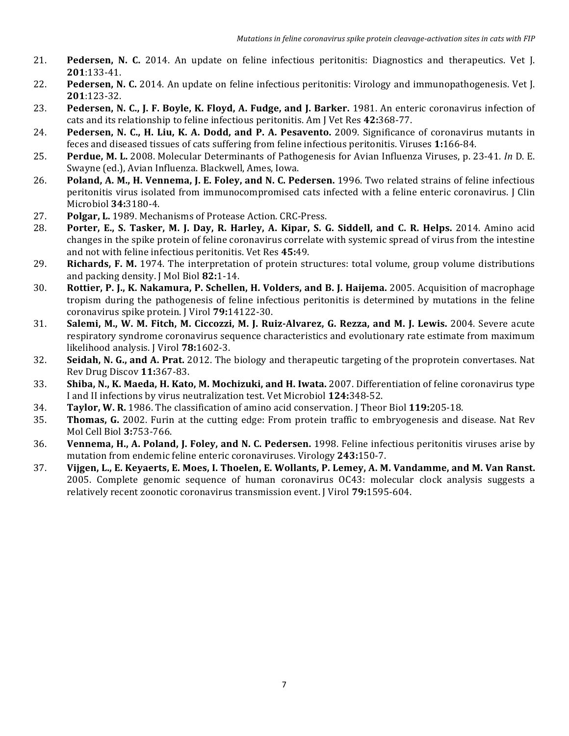21. **Pedersen, N. C.** 2014. An update on feline infectious peritonitis: Diagnostics and therapeutics. Vet J. **201**:133-41.
22. **Pedersen, N. C.** 2014. An update on feline infectious peritonitis: Virology and immunopathogenesis. Vet J. **201**:123-32.
23. **Pedersen, N. C., J. F. Boyle, K. Floyd, A. Fudge, and J. Barker.** 1981. An enteric coronavirus infection of cats and its relationship to feline infectious peritonitis. Am J Vet Res **42:**368-77.
24. **Pedersen, N. C., H. Liu, K. A. Dodd, and P. A. Pesavento.** 2009. Significance of coronavirus mutants in feces and diseased tissues of cats suffering from feline infectious peritonitis. Viruses **1:**166-84.
25. **Perdue, M. L.** 2008. Molecular Determinants of Pathogenesis for Avian Influenza Viruses, p. 23-41. *In* D. E. Swayne (ed.), Avian Influenza. Blackwell, Ames, Iowa.
26. **Poland, A. M., H. Vennema, J. E. Foley, and N. C. Pedersen.** 1996. Two related strains of feline infectious peritonitis virus isolated from immunocompromised cats infected with a feline enteric coronavirus. J Clin Microbiol **34:**3180-4.
27. **Polgar, L.** 1989. Mechanisms of Protease Action. CRC-Press.
28. **Porter, E., S. Tasker, M. J. Day, R. Harley, A. Kipar, S. G. Siddell, and C. R. Helps.** 2014. Amino acid changes in the spike protein of feline coronavirus correlate with systemic spread of virus from the intestine and not with feline infectious peritonitis. Vet Res **45:**49.
29. **Richards, F. M.** 1974. The interpretation of protein structures: total volume, group volume distributions and packing density. J Mol Biol **82:**1-14.
30. **Rottier, P. J., K. Nakamura, P. Schellen, H. Volders, and B. J. Haijema.** 2005. Acquisition of macrophage tropism during the pathogenesis of feline infectious peritonitis is determined by mutations in the feline coronavirus spike protein. J Virol **79:**14122-30.
31. **Salemi, M., W. M. Fitch, M. Ciccozzi, M. J. Ruiz-Alvarez, G. Rezza, and M. J. Lewis.** 2004. Severe acute respiratory syndrome coronavirus sequence characteristics and evolutionary rate estimate from maximum likelihood analysis. J Virol **78:**1602-3.
32. **Seidah, N. G., and A. Prat.** 2012. The biology and therapeutic targeting of the proprotein convertases. Nat Rev Drug Discov **11:**367-83.
33. **Shiba, N., K. Maeda, H. Kato, M. Mochizuki, and H. Iwata.** 2007. Differentiation of feline coronavirus type I and II infections by virus neutralization test. Vet Microbiol **124:**348-52.
34. **Taylor, W. R.** 1986. The classification of amino acid conservation. J Theor Biol **119:**205-18.
35. **Thomas, G.** 2002. Furin at the cutting edge: From protein traffic to embryogenesis and disease. Nat Rev Mol Cell Biol **3:**753-766.
36. **Vennema, H., A. Poland, J. Foley, and N. C. Pedersen.** 1998. Feline infectious peritonitis viruses arise by mutation from endemic feline enteric coronaviruses. Virology **243:**150-7.
37. **Vijgen, L., E. Keyaerts, E. Moes, I. Thoelen, E. Wollants, P. Lemey, A. M. Vandamme, and M. Van Ranst.** 2005. Complete genomic sequence of human coronavirus OC43: molecular clock analysis suggests a relatively recent zoonotic coronavirus transmission event. J Virol **79:**1595-604.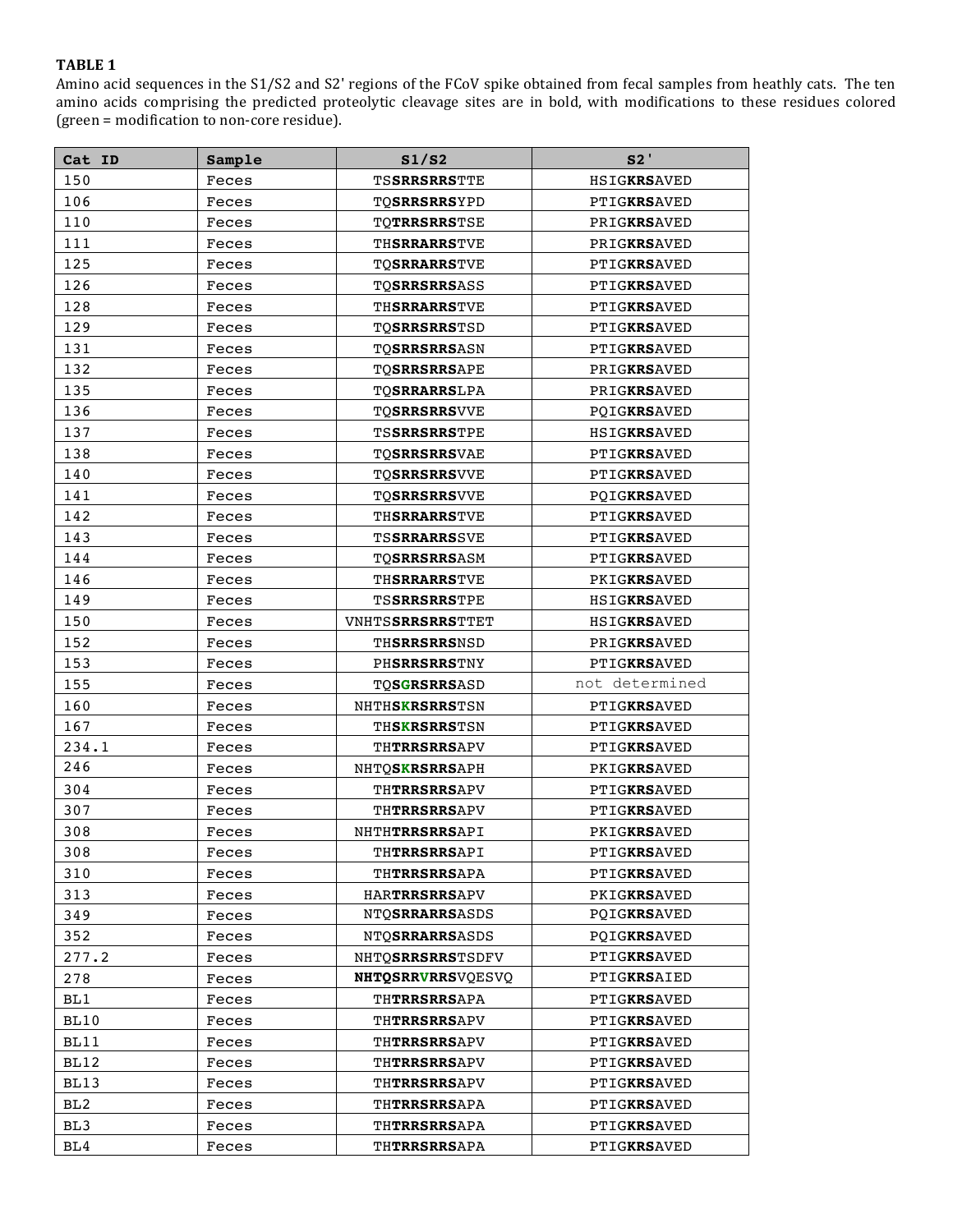**TABLE 1**

Amino acid sequences in the S1/S2 and S2' regions of the FCoV spike obtained from fecal samples from heathly cats. The ten amino acids comprising the predicted proteolytic cleavage sites are in bold, with modifications to these residues colored (green = modification to non-core residue).

| Cat ID | Sample | S1/S2 | S2' |
|---|---|---|---|
| 150 | Feces | TS**SRRSRRS**TTE | HSIG**KRS**AVED |
| 106 | Feces | TQ**SRRSRRS**YPD | PTIG**KRS**AVED |
| 110 | Feces | TQ**TRRSRRS**TSE | PRIG**KRS**AVED |
| 111 | Feces | TH**SRRARRS**TVE | PRIG**KRS**AVED |
| 125 | Feces | TQ**SRRARRS**TVE | PTIG**KRS**AVED |
| 126 | Feces | TQ**SRRSRRS**ASS | PTIG**KRS**AVED |
| 128 | Feces | TH**SRRARRS**TVE | PTIG**KRS**AVED |
| 129 | Feces | TQ**SRRSRRS**TSD | PTIG**KRS**AVED |
| 131 | Feces | TQ**SRRSRRS**ASN | PTIG**KRS**AVED |
| 132 | Feces | TQ**SRRSRRS**APE | PRIG**KRS**AVED |
| 135 | Feces | TQ**SRRARRS**LPA | PRIG**KRS**AVED |
| 136 | Feces | TQ**SRRSRRS**VVE | PQIG**KRS**AVED |
| 137 | Feces | TS**SRRSRRS**TPE | HSIG**KRS**AVED |
| 138 | Feces | TQ**SRRSRRS**VAE | PTIG**KRS**AVED |
| 140 | Feces | TQ**SRRSRRS**VVE | PTIG**KRS**AVED |
| 141 | Feces | TQ**SRRSRRS**VVE | PQIG**KRS**AVED |
| 142 | Feces | TH**SRRARRS**TVE | PTIG**KRS**AVED |
| 143 | Feces | TS**SRRARRS**SVE | PTIG**KRS**AVED |
| 144 | Feces | TQ**SRRSRRS**ASM | PTIG**KRS**AVED |
| 146 | Feces | TH**SRRARRS**TVE | PKIG**KRS**AVED |
| 149 | Feces | TS**SRRSRRS**TPE | HSIG**KRS**AVED |
| 150 | Feces | VNHTS**SRRSRRS**TTET | HSIG**KRS**AVED |
| 152 | Feces | TH**SRRSRRS**NSD | PRIG**KRS**AVED |
| 153 | Feces | PH**SRRSRRS**TNY | PTIG**KRS**AVED |
| 155 | Feces | TQ**SGRSRRS**ASD | not determined |
| 160 | Feces | NHTH**SKRSRRS**TSN | PTIG**KRS**AVED |
| 167 | Feces | TH**SKRSRRS**TSN | PTIG**KRS**AVED |
| 234.1 | Feces | TH**TRRSRRS**APV | PTIG**KRS**AVED |
| 246 | Feces | NHTQ**SKRSRRS**APH | PKIG**KRS**AVED |
| 304 | Feces | TH**TRRSRRS**APV | PTIG**KRS**AVED |
| 307 | Feces | TH**TRRSRRS**APV | PTIG**KRS**AVED |
| 308 | Feces | NHTH**TRRSRRS**API | PKIG**KRS**AVED |
| 308 | Feces | TH**TRRSRRS**API | PTIG**KRS**AVED |
| 310 | Feces | TH**TRRSRRS**APA | PTIG**KRS**AVED |
| 313 | Feces | HAR**TRRSRRS**APV | PKIG**KRS**AVED |
| 349 | Feces | NTQ**SRRARRS**ASDS | PQIG**KRS**AVED |
| 352 | Feces | NTQ**SRRARRS**ASDS | PQIG**KRS**AVED |
| 277.2 | Feces | NHTQ**SRRSRRS**TSDFV | PTIG**KRS**AVED |
| 278 | Feces | **NHTQSRRVRRS**VQESVQ | PTIG**KRS**AIED |
| BL1 | Feces | TH**TRRSRRS**APA | PTIG**KRS**AVED |
| BL10 | Feces | TH**TRRSRRS**APV | PTIG**KRS**AVED |
| BL11 | Feces | TH**TRRSRRS**APV | PTIG**KRS**AVED |
| BL12 | Feces | TH**TRRSRRS**APV | PTIG**KRS**AVED |
| BL13 | Feces | TH**TRRSRRS**APV | PTIG**KRS**AVED |
| BL2 | Feces | TH**TRRSRRS**APA | PTIG**KRS**AVED |
| BL3 | Feces | TH**TRRSRRS**APA | PTIG**KRS**AVED |
| BL4 | Feces | TH**TRRSRRS**APA | PTIG**KRS**AVED |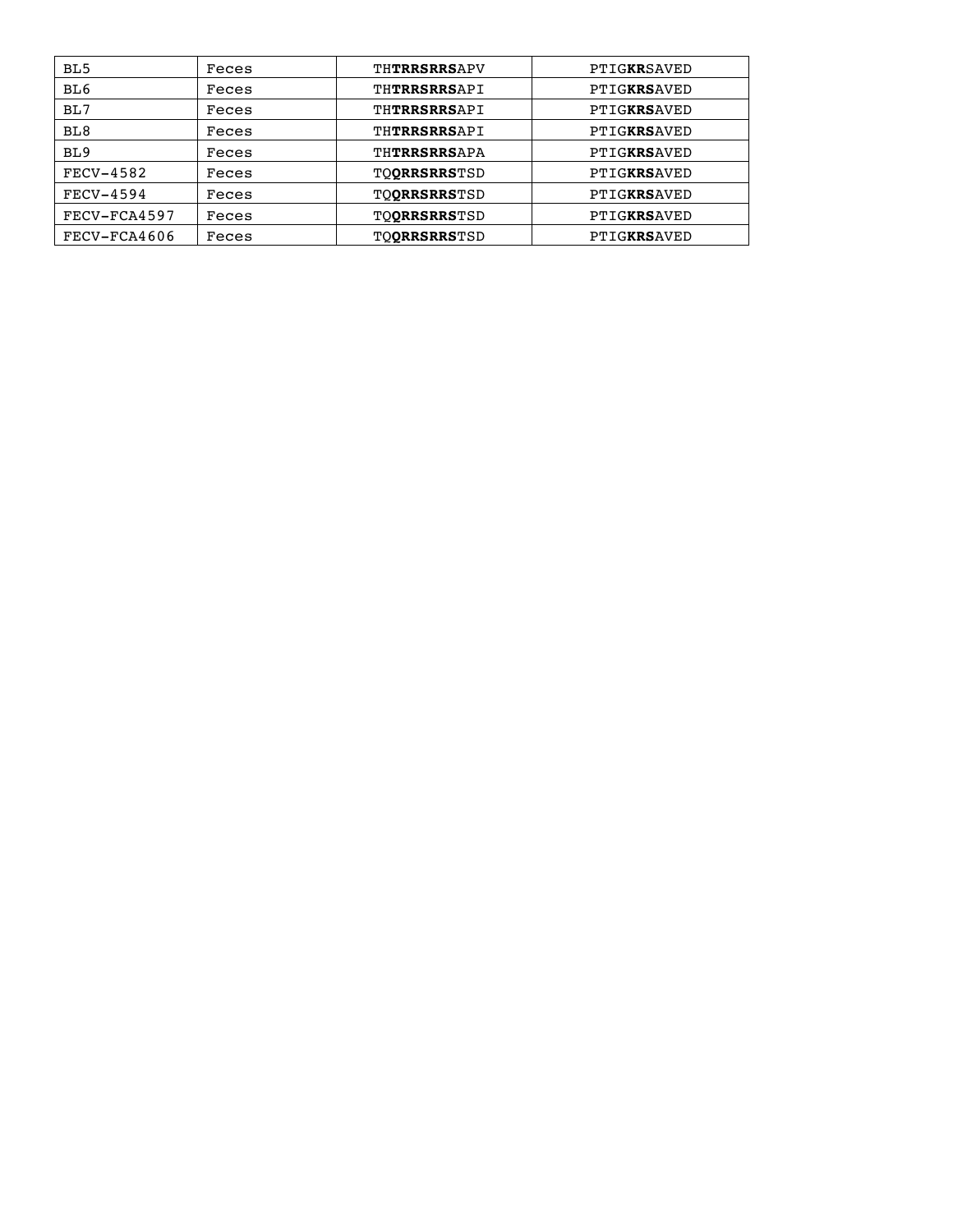| BL5 | Feces | TH**TRRSRRS**APV | PTIG**KR**SAVED |
|---|---|---|---|
| BL6 | Feces | TH**TRRSRRS**API | PTIG**KRS**AVED |
| BL7 | Feces | TH**TRRSRRS**API | PTIG**KRS**AVED |
| BL8 | Feces | TH**TRRSRRS**API | PTIG**KRS**AVED |
| BL9 | Feces | TH**TRRSRRS**APA | PTIG**KRS**AVED |
| FECV-4582 | Feces | TQ**QRRSRRS**TSD | PTIG**KRS**AVED |
| FECV-4594 | Feces | TQ**QRRSRRS**TSD | PTIG**KRS**AVED |
| FECV-FCA4597 | Feces | TQ**QRRSRRS**TSD | PTIG**KRS**AVED |
| FECV-FCA4606 | Feces | TQ**QRRSRRS**TSD | PTIG**KRS**AVED |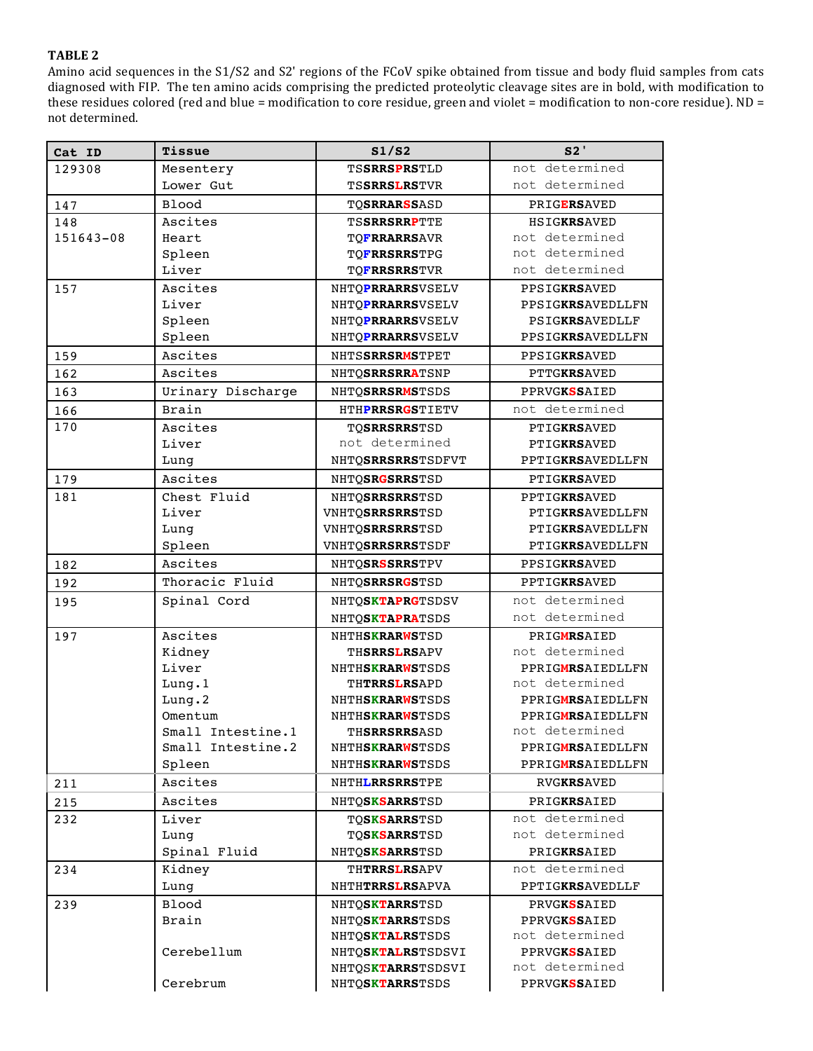**TABLE 2**

Amino acid sequences in the S1/S2 and S2' regions of the FCoV spike obtained from tissue and body fluid samples from cats diagnosed with FIP. The ten amino acids comprising the predicted proteolytic cleavage sites are in bold, with modification to these residues colored (red and blue = modification to core residue, green and violet = modification to non-core residue). ND = not determined.

| Cat ID | Tissue | S1/S2 | S2' |
|---|---|---|---|
| 129308 | Mesentery | TS**SRRSPRS**TLD | not determined |
| | Lower Gut | TS**SRRSLRS**TVR | not determined |
| 147 | Blood | TQ**SRRARSS**ASD | PRIG**ERS**AVED |
| 148 151643-08 | Ascites | TS**SRRSRRP**TTE | HSIG**KRS**AVED |
| | Heart | TQ**FRRARRS**AVR | not determined |
| | Spleen | TQ**FRRSRRS**TPG | not determined |
| | Liver | TQ**FRRSRRS**TVR | not determined |
| 157 | Ascites | NHTQ**PRRARRS**VSELV | PPSIG**KRS**AVED |
| | Liver | NHTQ**PRRARRS**VSELV | PPSIG**KRS**AVEDLLFN |
| | Spleen | NHTQ**PRRARRS**VSELV | PSIG**KRS**AVEDLLF |
| | Spleen | NHTQ**PRRARRS**VSELV | PPSIG**KRS**AVEDLLFN |
| 159 | Ascites | NHTS**SRRSRMS**TPET | PPSIG**KRS**AVED |
| 162 | Ascites | NHTQ**SRRSRRA**TSNP | PTTG**KRS**AVED |
| 163 | Urinary Discharge | NHTQ**SRRSRMS**TSDS | PPRVG**KSS**AIED |
| 166 | Brain | HTH**PRRSRGS**TIETV | not determined |
| 170 | Ascites | TQ**SRRSRRS**TSD | PTIG**KRS**AVED |
| | Liver | not determined | PTIG**KRS**AVED |
| | Lung | NHTQ**SRRSRRS**TSDFVT | PPTIG**KRS**AVEDLLFN |
| 179 | Ascites | NHTQ**SRGSRRS**TSD | PTIG**KRS**AVED |
| 181 | Chest Fluid | NHTQ**SRRSRRS**TSD | PPTIG**KRS**AVED |
| | Liver | VNHTQ**SRRSRRS**TSD | PTIG**KRS**AVEDLLFN |
| | Lung | VNHTQ**SRRSRRS**TSD | PTIG**KRS**AVEDLLFN |
| | Spleen | VNHTQ**SRRSRRS**TSDF | PTIG**KRS**AVEDLLFN |
| 182 | Ascites | NHTQ**SRSSRRS**TPV | PPSIG**KRS**AVED |
| 192 | Thoracic Fluid | NHTQ**SRRSRGS**TSD | PPTIG**KRS**AVED |
| 195 | Spinal Cord | NHTQ**SKTAPRG**TSDSV | not determined |
| | | NHTQ**SKTAPRA**TSDS | not determined |
| 197 | Ascites | NHTH**SKRARWS**TSD | PRIG**MRS**AIED |
| | Kidney | TH**SRRSLRS**APV | not determined |
| | Liver | NHTH**SKRARWS**TSDS | PPRIG**MRS**AIEDLLFN |
| | Lung.1 | TH**TRRSLRS**APD | not determined |
| | Lung.2 | NHTH**SKRARWS**TSDS | PPRIG**MRS**AIEDLLFN |
| | Omentum | NHTH**SKRARWS**TSDS | PPRIG**MRS**AIEDLLFN |
| | Small Intestine.1 | TH**SRRSRRS**ASD | not determined |
| | Small Intestine.2 | NHTH**SKRARWS**TSDS | PPRIG**MRS**AIEDLLFN |
| | Spleen | NHTH**SKRARWS**TSDS | PPRIG**MRS**AIEDLLFN |
| 211 | Ascites | NHTH**LRRSRRS**TPE | RVG**KRS**AVED |
| 215 | Ascites | NHTQ**SKSARRS**TSD | PRIG**KRS**AIED |
| 232 | Liver | TQ**SKSARRS**TSD | not determined |
| | Lung | TQ**SKSARRS**TSD | not determined |
| | Spinal Fluid | NHTQ**SKSARRS**TSD | PRIG**KRS**AIED |
| 234 | Kidney | TH**TRRSLRS**APV | not determined |
| | Lung | NHTH**TRRSLRS**APVA | PPTIG**KRS**AVEDLLF |
| 239 | Blood | NHTQ**SKTARRS**TSD | PRVG**KSS**AIED |
| | Brain | NHTQ**SKTARRS**TSDS | PPRVG**KSS**AIED |
| | | NHTQ**SKTALRS**TSDS | not determined |
| | Cerebellum | NHTQ**SKTALRS**TSDSVI | PPRVG**KSS**AIED |
| | | NHTQ**SKTARRS**TSDSVI | not determined |
| | Cerebrum | NHTQ**SKTARRS**TSDS | PPRVG**KSS**AIED |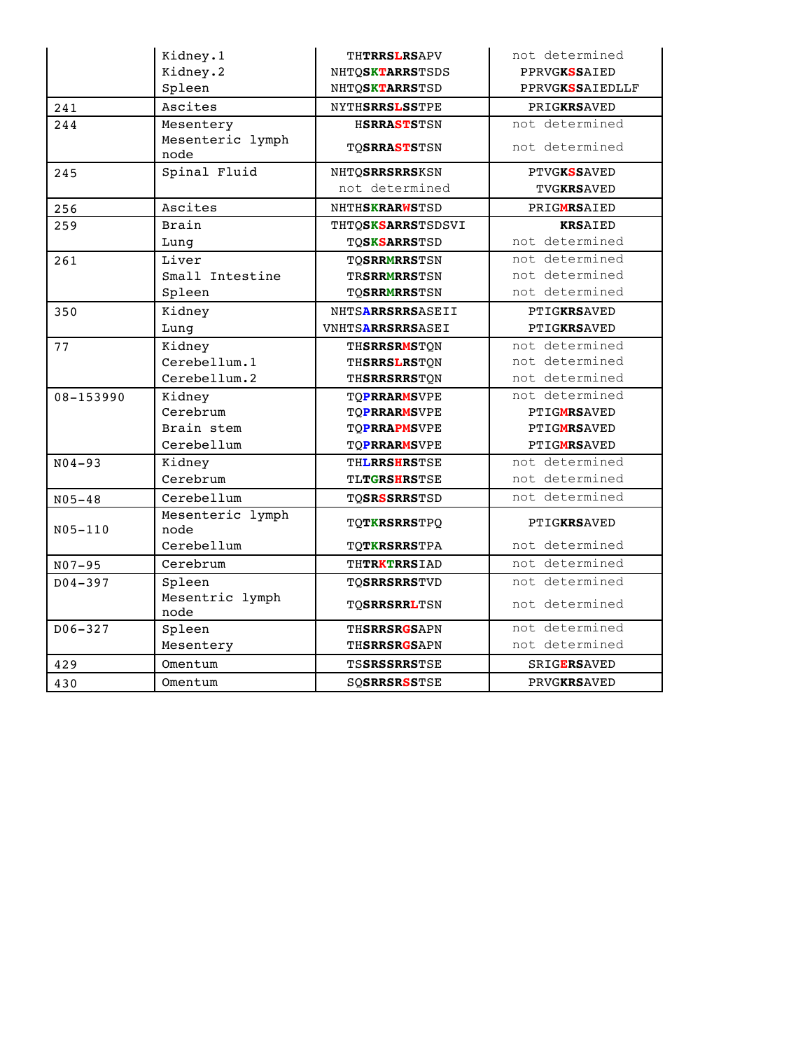| | Kidney.1 | THTRRSLRSAPV | not determined |
|---|---|---|---|
| | Kidney.2 | NHTQSKTARRSTSDS | PPRVGKSSAIED |
| | Spleen | NHTQSKTARRSTSD | PPRVGKSSAIEDLLF |
| 241 | Ascites | NYTHSRRSLSSTPE | PRIGKRSAVED |
| 244 | Mesentery | HSRRASTSTSN | not determined |
| | Mesenteric lymph node | TQSRRASTSTSN | not determined |
| 245 | Spinal Fluid | NHTQSRRSRRSKSN | PTVGKSSAVED |
| | | not determined | TVGKRSAVED |
| 256 | Ascites | NHTHSKRARWSTSD | PRIGMRSAIED |
| 259 | Brain | THTQSKSARRSTSDSVI | KRSAIED |
| | Lung | TQSKSARRSTSD | not determined |
| 261 | Liver | TQSRRMRRSTSN | not determined |
| | Small Intestine | TRSRRMRRSTSN | not determined |
| | Spleen | TQSRRMRRSTSN | not determined |
| 350 | Kidney | NHTSARRSRRSASEII | PTIGKRSAVED |
| | Lung | VNHTSARRSRRSASEI | PTIGKRSAVED |
| 77 | Kidney | THSRRSRMSTQN | not determined |
| | Cerebellum.1 | THSRRSLRSTQN | not determined |
| | Cerebellum.2 | THSRRSRRSTQN | not determined |
| 08-153990 | Kidney | TQPRRARMSVPE | not determined |
| | Cerebrum | TQPRRARMSVPE | PTIGMRSAVED |
| | Brain stem | TQPRRAPMSVPE | PTIGMRSAVED |
| | Cerebellum | TQPRRARMSVPE | PTIGMRSAVED |
| N04-93 | Kidney | THLRRSHRSTSE | not determined |
| | Cerebrum | TLTGRSHRSTSE | not determined |
| N05-48 | Cerebellum | TQSRSSRRSTSD | not determined |
| N05-110 | Mesenteric lymph node | TQTKRSRRSTPQ | PTIGKRSAVED |
| | Cerebellum | TQTKRSRRSTPA | not determined |
| N07-95 | Cerebrum | THTRKTRRSIAD | not determined |
| D04-397 | Spleen | TQSRRSRRSTVD | not determined |
| | Mesentric lymph node | TQSRRSRRLTSN | not determined |
| D06-327 | Spleen | THSRRSRGSAPN | not determined |
| | Mesentery | THSRRSRGSAPN | not determined |
| 429 | Omentum | TSSRSSRRSTSE | SRIGERSAVED |
| 430 | Omentum | SQSRRSRSSTSE | PRVGKRSAVED |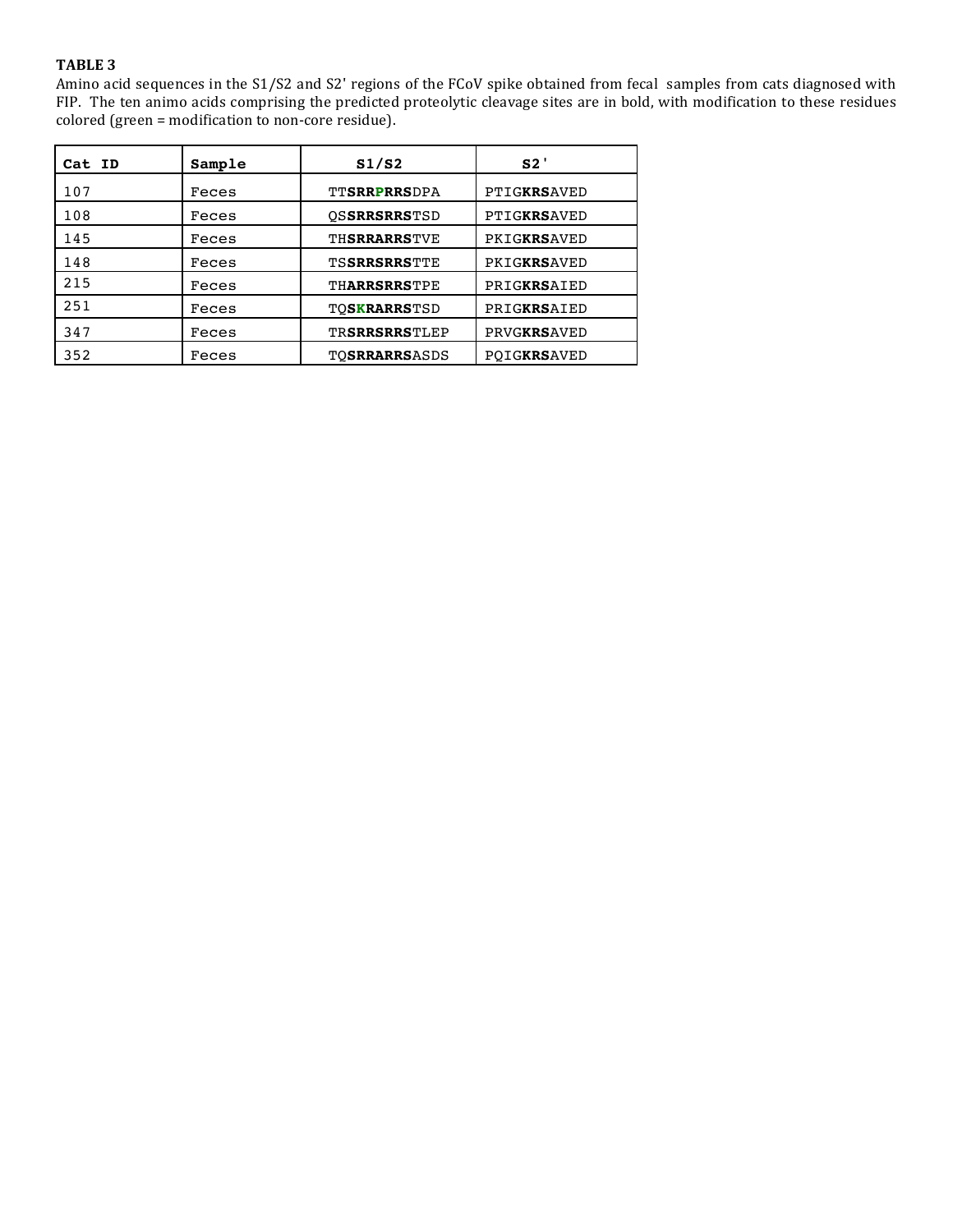**TABLE 3**

Amino acid sequences in the S1/S2 and S2' regions of the FCoV spike obtained from fecal samples from cats diagnosed with FIP. The ten animo acids comprising the predicted proteolytic cleavage sites are in bold, with modification to these residues colored (green = modification to non-core residue).

| Cat ID | Sample | S1/S2 | S2' |
|---|---|---|---|
| 107 | Feces | TT**SRRPRRS**DPA | PTIG**KRS**AVED |
| 108 | Feces | QS**SRRSRRS**TSD | PTIG**KRS**AVED |
| 145 | Feces | TH**SRRARRS**TVE | PKIG**KRS**AVED |
| 148 | Feces | TS**SRRSRRS**TTE | PKIG**KRS**AVED |
| 215 | Feces | TH**ARRSRRS**TPE | PRIG**KRS**AIED |
| 251 | Feces | TQ**SKRARRS**TSD | PRIG**KRS**AIED |
| 347 | Feces | TR**SRRSRRS**TLEP | PRVG**KRS**AVED |
| 352 | Feces | TQ**SRRARRS**ASDS | PQIG**KRS**AVED |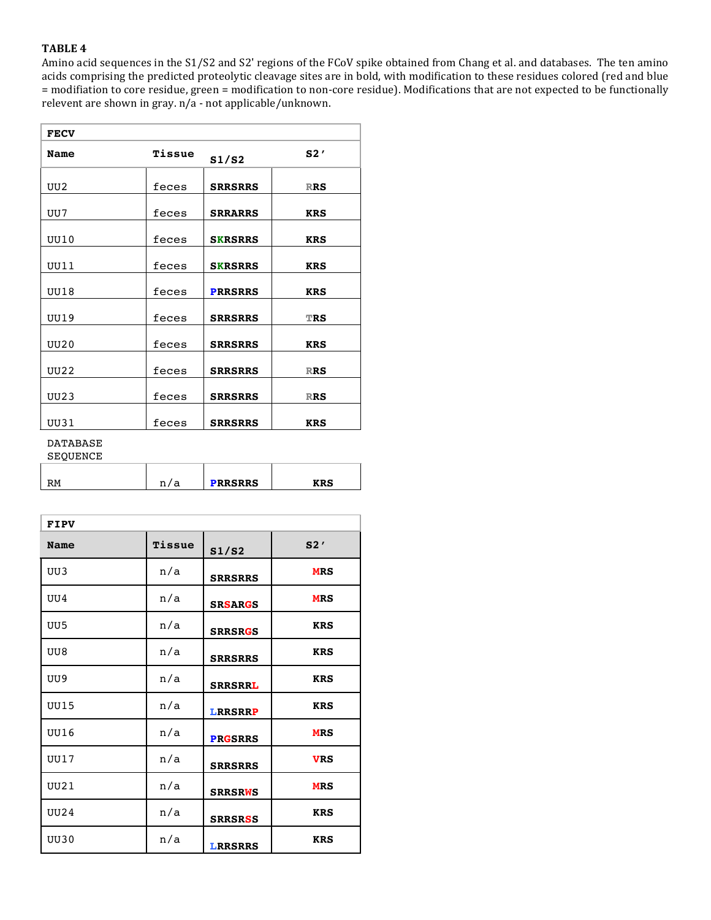**TABLE 4**

Amino acid sequences in the S1/S2 and S2' regions of the FCoV spike obtained from Chang et al. and databases. The ten amino acids comprising the predicted proteolytic cleavage sites are in bold, with modification to these residues colored (red and blue = modifiation to core residue, green = modification to non-core residue). Modifications that are not expected to be functionally relevent are shown in gray. n/a - not applicable/unknown.

| FECV | | | |
|---|---|---|---|
| **Name** | **Tissue** | **S1/S2** | **S2'** |
| UU2 | feces | **SRRSRRS** | **RRS** |
| UU7 | feces | **SRRARRS** | **KRS** |
| UU10 | feces | **SKRSRRS** | **KRS** |
| UU11 | feces | **SKRSRRS** | **KRS** |
| UU18 | feces | **PRRSRRS** | **KRS** |
| UU19 | feces | **SRRSRRS** | **TRS** |
| UU20 | feces | **SRRSRRS** | **KRS** |
| UU22 | feces | **SRRSRRS** | **RRS** |
| UU23 | feces | **SRRSRRS** | **RRS** |
| UU31 | feces | **SRRSRRS** | **KRS** |
| DATABASE SEQUENCE | | | |
| RM | n/a | **PRRSRRS** | **KRS** |

| FIPV | | | |
|---|---|---|---|
| **Name** | **Tissue** | **S1/S2** | **S2'** |
| UU3 | n/a | **SRRSRRS** | **MRS** |
| UU4 | n/a | **SRSARGS** | **MRS** |
| UU5 | n/a | **SRRSRGS** | **KRS** |
| UU8 | n/a | **SRRSRRS** | **KRS** |
| UU9 | n/a | **SRRSRRL** | **KRS** |
| UU15 | n/a | **LRRSRRP** | **KRS** |
| UU16 | n/a | **PRGSRRS** | **MRS** |
| UU17 | n/a | **SRRSRRS** | **VRS** |
| UU21 | n/a | **SRRSRWS** | **MRS** |
| UU24 | n/a | **SRRSRSS** | **KRS** |
| UU30 | n/a | **LRRSRRS** | **KRS** |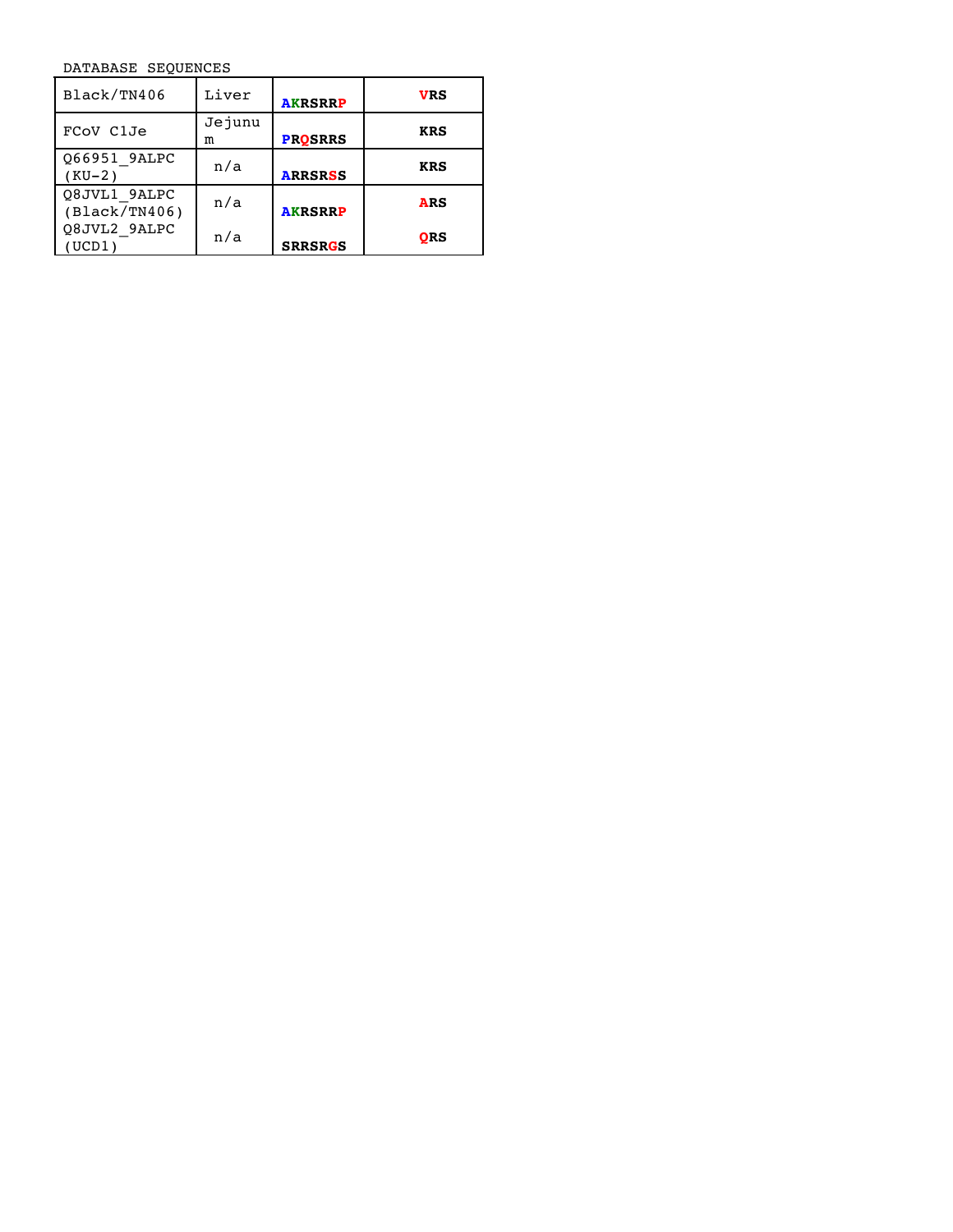DATABASE SEQUENCES

| | | | |
|---|---|---|---|
| Black/TN406 | Liver | **AKRSRRP** | **VRS** |
| FCoV C1Je | Jejunum | **PRQSRRS** | **KRS** |
| Q66951_9ALPC (KU-2) | n/a | **ARRSRSS** | **KRS** |
| Q8JVL1_9ALPC (Black/TN406) | n/a | **AKRSRRP** | **ARS** |
| Q8JVL2_9ALPC (UCD1) | n/a | **SRRSRGS** | **QRS** |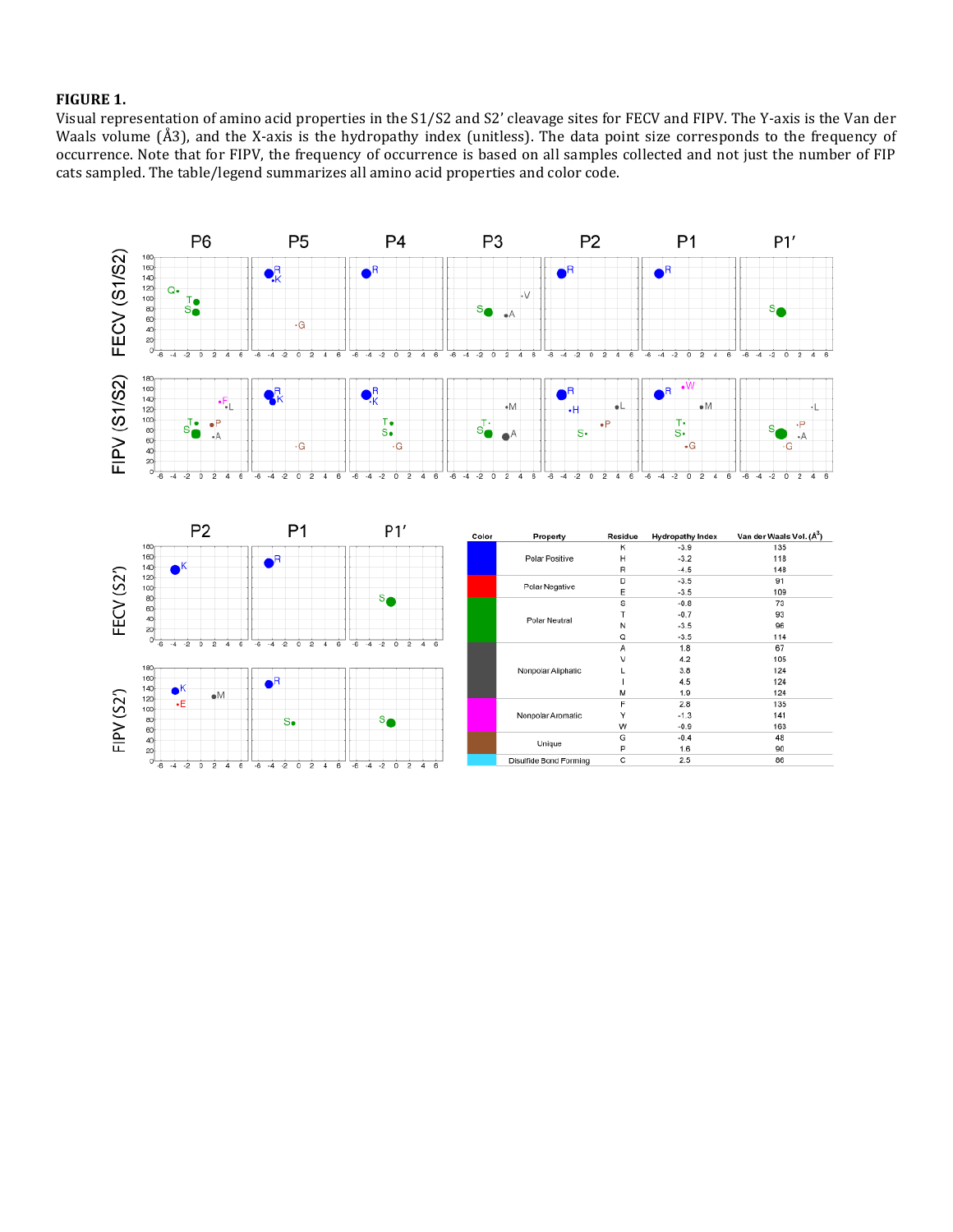**FIGURE 1.**

Visual representation of amino acid properties in the S1/S2 and S2′ cleavage sites for FECV and FIPV. The Y-axis is the Van der Waals volume (Å3), and the X-axis is the hydropathy index (unitless). The data point size corresponds to the frequency of occurrence. Note that for FIPV, the frequency of occurrence is based on all samples collected and not just the number of FIP cats sampled. The table/legend summarizes all amino acid properties and color code.

P6
P5
P4
P3
P2
P1
P1′

FECV (S1/S2)

FIPV (S1/S2)

P2
P1
P1′

FECV (S2′)

FIPV (S2′)

| Color | Property | Residue | Hydropathy Index | Van der Waals Vol. (Å$^3$) |
|---|---|---|---|---|
| | Polar Positive | K | -3.9 | 135 |
| | | H | -3.2 | 118 |
| | | R | -4.5 | 148 |
| | Polar Negative | D | -3.5 | 91 |
| | | E | -3.5 | 109 |
| | Polar Neutral | S | -0.8 | 73 |
| | | T | -0.7 | 93 |
| | | N | -3.5 | 96 |
| | | Q | -3.5 | 114 |
| | Nonpolar Aliphatic | A | 1.8 | 67 |
| | | V | 4.2 | 105 |
| | | L | 3.8 | 124 |
| | | I | 4.5 | 124 |
| | | M | 1.9 | 124 |
| | Nonpolar Aromatic | F | 2.8 | 135 |
| | | Y | -1.3 | 141 |
| | | W | -0.9 | 163 |
| | Unique | G | -0.4 | 48 |
| | | P | 1.6 | 90 |
| | Disulfide Bond Forming | C | 2.5 | 86 |